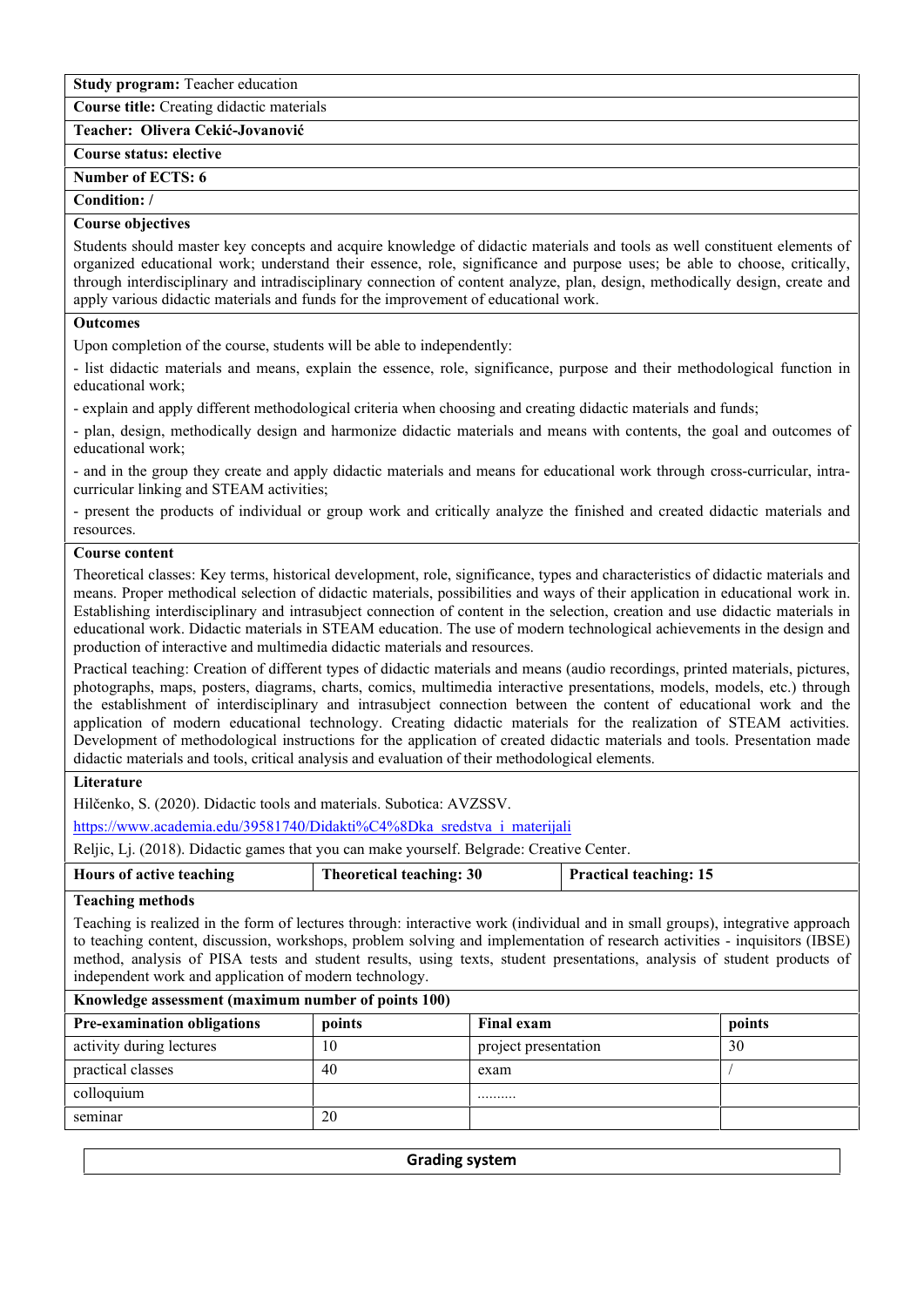**Study program:** Teacher education

**Course title:** Creating didactic materials

**Teacher: Olivera Cekić-Jovanović**

**Course status: elective**

**Number of ECTS: 6**

**Condition: /**

**Course objectives**

Students should master key concepts and acquire knowledge of didactic materials and tools as well constituent elements of organized educational work; understand their essence, role, significance and purpose uses; be able to choose, critically, through interdisciplinary and intradisciplinary connection of content analyze, plan, design, methodically design, create and apply various didactic materials and funds for the improvement of educational work.

**Outcomes**

Upon completion of the course, students will be able to independently:

- list didactic materials and means, explain the essence, role, significance, purpose and their methodological function in educational work;
- explain and apply different methodological criteria when choosing and creating didactic materials and funds;
- plan, design, methodically design and harmonize didactic materials and means with contents, the goal and outcomes of educational work;
- and in the group they create and apply didactic materials and means for educational work through cross-curricular, intra-curricular linking and STEAM activities;
- present the products of individual or group work and critically analyze the finished and created didactic materials and resources.

**Course content**

Theoretical classes: Key terms, historical development, role, significance, types and characteristics of didactic materials and means. Proper methodical selection of didactic materials, possibilities and ways of their application in educational work in. Establishing interdisciplinary and intrasubject connection of content in the selection, creation and use didactic materials in educational work. Didactic materials in STEAM education. The use of modern technological achievements in the design and production of interactive and multimedia didactic materials and resources.

Practical teaching: Creation of different types of didactic materials and means (audio recordings, printed materials, pictures, photographs, maps, posters, diagrams, charts, comics, multimedia interactive presentations, models, models, etc.) through the establishment of interdisciplinary and intrasubject connection between the content of educational work and the application of modern educational technology. Creating didactic materials for the realization of STEAM activities. Development of methodological instructions for the application of created didactic materials and tools. Presentation made didactic materials and tools, critical analysis and evaluation of their methodological elements.

**Literature**

Hilčenko, S. (2020). Didactic tools and materials. Subotica: AVZSSV.

https://www.academia.edu/39581740/Didakti%C4%8Dka_sredstva_i_materijali

Reljic, Lj. (2018). Didactic games that you can make yourself. Belgrade: Creative Center.

| **Hours of active teaching** | **Theoretical teaching: 30** | **Practical teaching: 15** |
|---|---|---|

**Teaching methods**

Teaching is realized in the form of lectures through: interactive work (individual and in small groups), integrative approach to teaching content, discussion, workshops, problem solving and implementation of research activities - inquisitors (IBSE) method, analysis of PISA tests and student results, using texts, student presentations, analysis of student products of independent work and application of modern technology.

**Knowledge assessment (maximum number of points 100)**

| **Pre-examination obligations** | **points** | **Final exam** | **points** |
|---|---|---|---|
| activity during lectures | 10 | project presentation | 30 |
| practical classes | 40 | exam | / |
| colloquium | | ......... | |
| seminar | 20 | | |

**Grading system**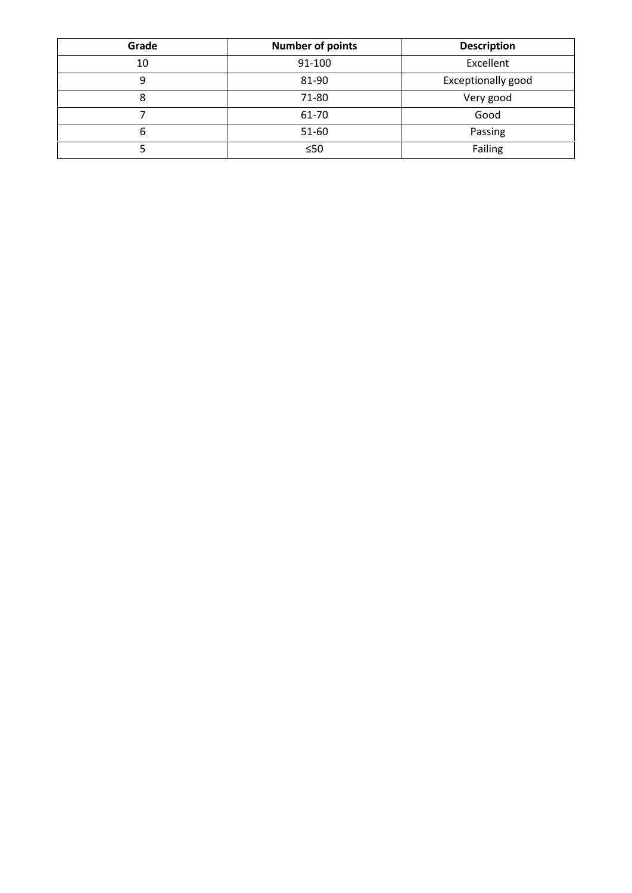| Grade | Number of points | Description |
| --- | --- | --- |
| 10 | 91-100 | Excellent |
| 9 | 81-90 | Exceptionally good |
| 8 | 71-80 | Very good |
| 7 | 61-70 | Good |
| 6 | 51-60 | Passing |
| 5 | ≤50 | Failing |